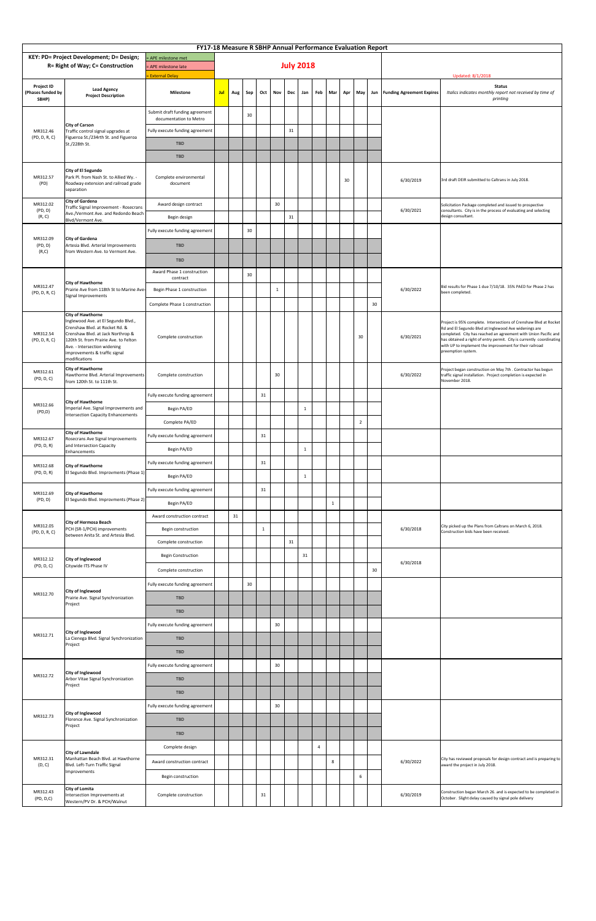# FY17-18 Measure R SBHP Annual Performance Evaluation Report

KEY: PD= Project Development; D= Design; R= Right of Way; C= Construction

= APE milestone met
= APE milestone late
= External Delay

## July 2018

Updated: 8/1/2018

| Project ID (Phases funded by SBHP) | Lead Agency Project Description | Milestone | Jul | Aug | Sep | Oct | Nov | Dec | Jan | Feb | Mar | Apr | May | Jun | Funding Agreement Expires | Status *Italics indicates monthly report not received by time of printing* |
|---|---|---|---|---|---|---|---|---|---|---|---|---|---|---|---|---|
| MR312.46 (PD, D, R, C) | **City of Carson** Traffic control signal upgrades at Figueroa St./234th St. and Figueroa St./228th St. | Submit draft funding agreement documentation to Metro | | | 30 | | | | | | | | | | | |
| | | Fully execute funding agreement | | | | | | 31 | | | | | | | | |
| | | TBD | | | | | | | | | | | | | | |
| | | TBD | | | | | | | | | | | | | | |
| MR312.57 (PD) | **City of El Segundo** Park Pl. from Nash St. to Allied Wy. - Roadway extension and railroad grade separation | Complete environmental document | | | | | | | | | | 30 | | | 6/30/2019 | 3rd draft DEIR submitted to Caltrans in July 2018. |
| MR312.02 (PD, D) (R, C) | **City of Gardena** Traffic Signal Improvement - Rosecrans Ave./Vermont Ave. and Redondo Beach Blvd/Vermont Ave. | Award design contract | | | | | 30 | | | | | | | | 6/30/2021 | Solicitation Package completed and issued to prospective consultants. City is in the process of evaluating and selecting design consultant. |
| | | Begin design | | | | | | 31 | | | | | | | | |
| MR312.09 (PD, D) (R,C) | **City of Gardena** Artesia Blvd. Arterial Improvements from Western Ave. to Vermont Ave. | Fully execute funding agreement | | | 30 | | | | | | | | | | | |
| | | TBD | | | | | | | | | | | | | | |
| | | TBD | | | | | | | | | | | | | | |
| MR312.47 (PD, D, R, C) | **City of Hawthorne** Prairie Ave from 118th St to Marine Ave-Signal Improvements | Award Phase 1 construction contract | | | 30 | | | | | | | | | | 6/30/2022 | Bid results for Phase 1 due 7/10/18. 35% PAED for Phase 2 has been completed. |
| | | Begin Phase 1 construction | | | | | 1 | | | | | | | | | |
| | | Complete Phase 1 construction | | | | | | | | | | | | 30 | | |
| MR312.54 (PD, D, R, C) | **City of Hawthorne** Inglewood Ave. at El Segundo Blvd., Crenshaw Blvd. at Rocket Rd. & Crenshaw Blvd. at Jack Northrop & 120th St. from Prairie Ave. to Felton Ave. - Intersection widening improvements & traffic signal modifications | Complete construction | | | | | | | | | | | 30 | | 6/30/2021 | Project is 95% complete. Intersections of Crenshaw Blvd at Rocket Rd and El Segundo Blvd at Inglewood Ave widenings are completed. City has reached an agreement with Union Pacific and has obtained a right of entry permit. City is currently coordinating with UP to implement the improvement for their railroad preemption system. |
| MR312.61 (PD, D, C) | **City of Hawthorne** Hawthorne Blvd. Arterial Improvements from 120th St. to 111th St. | Complete construction | | | | | 30 | | | | | | | | 6/30/2022 | Project began construction on May 7th. Contractor has begun traffic signal installation. Project completion is expected in November 2018. |
| MR312.66 (PD,D) | **City of Hawthorne** Imperial Ave. Signal Improvements and Intersection Capacity Enhancements | Fully execute funding agreement | | | | 31 | | | | | | | | | | |
| | | Begin PA/ED | | | | | | | 1 | | | | | | | |
| | | Complete PA/ED | | | | | | | | | | | 2 | | | |
| MR312.67 (PD, D, R) | **City of Hawthorne** Rosecrans Ave Signal Improvements and Intersection Capacity Enhancements | Fully execute funding agreement | | | | 31 | | | | | | | | | | |
| | | Begin PA/ED | | | | | | | 1 | | | | | | | |
| MR312.68 (PD, D, R) | **City of Hawthorne** El Segundo Blvd. Improvments (Phase 1) | Fully execute funding agreement | | | | 31 | | | | | | | | | | |
| | | Begin PA/ED | | | | | | | 1 | | | | | | | |
| MR312.69 (PD, D) | **City of Hawthorne** El Segundo Blvd. Improvments (Phase 2) | Fully execute funding agreement | | | | 31 | | | | | | | | | | |
| | | Begin PA/ED | | | | | | | | | 1 | | | | | |
| MR312.05 (PD, D, R, C) | **City of Hermosa Beach** PCH (SR-1/PCH) improvements between Anita St. and Artesia Blvd. | Award construction contract | | 31 | | | | | | | | | | | 6/30/2018 | City picked up the Plans from Caltrans on March 6, 2018. Construction bids have been received. |
| | | Begin construction | | | | 1 | | | | | | | | | | |
| | | Complete construction | | | | | | 31 | | | | | | | | |
| MR312.12 (PD, D, C) | **City of Inglewood** Citywide ITS Phase IV | Begin Construction | | | | | | | 31 | | | | | | 6/30/2018 | |
| | | Complete construction | | | | | | | | | | | | 30 | | |
| MR312.70 | **City of Inglewood** Prairie Ave. Signal Synchronization Project | Fully execute funding agreement | | | 30 | | | | | | | | | | | |
| | | TBD | | | | | | | | | | | | | | |
| | | TBD | | | | | | | | | | | | | | |
| MR312.71 | **City of Inglewood** La Cienega Blvd. Signal Synchronization Project | Fully execute funding agreement | | | | | 30 | | | | | | | | | |
| | | TBD | | | | | | | | | | | | | | |
| | | TBD | | | | | | | | | | | | | | |
| MR312.72 | **City of Inglewood** Arbor Vitae Signal Synchronization Project | Fully execute funding agreement | | | | | 30 | | | | | | | | | |
| | | TBD | | | | | | | | | | | | | | |
| | | TBD | | | | | | | | | | | | | | |
| MR312.73 | **City of Inglewood** Florence Ave. Signal Synchronization Project | Fully execute funding agreement | | | | | 30 | | | | | | | | | |
| | | TBD | | | | | | | | | | | | | | |
| | | TBD | | | | | | | | | | | | | | |
| MR312.31 (D, C) | **City of Lawndale** Manhattan Beach Blvd. at Hawthorne Blvd. Left-Turn Traffic Signal Improvements | Complete design | | | | | | | | 4 | | | | | 6/30/2022 | City has reviewed proposals for design contract and is preparing to award the project in July 2018. |
| | | Award construction contract | | | | | | | | | 8 | | | | | |
| | | Begin construction | | | | | | | | | | | 6 | | | |
| MR312.43 (PD, D,C) | **City of Lomita** Intersection Improvements at Western/PV Dr. & PCH/Walnut | Complete construction | | | | 31 | | | | | | | | | 6/30/2019 | Construction began March 26. and is expected to be completed in October. Slight delay caused by signal pole delivery |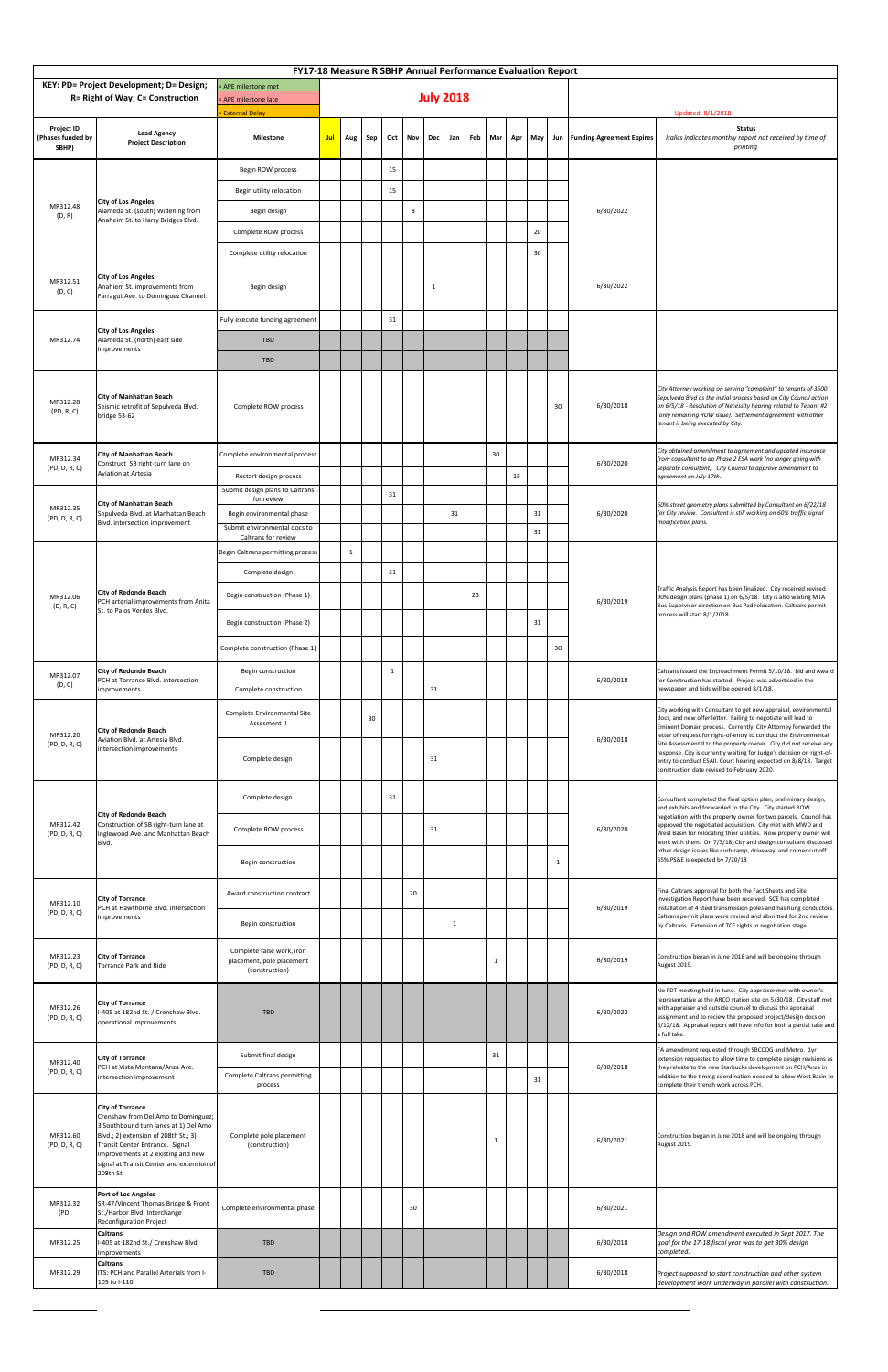# FY17-18 Measure R SBHP Annual Performance Evaluation Report

KEY: PD= Project Development; D= Design; R= Right of Way; C= Construction

= APE milestone met
= APE milestone late
= External Delay

**July 2018**

Updated: 8/1/2018

| Project ID (Phases funded by SBHP) | Lead Agency Project Description | Milestone | Jul | Aug | Sep | Oct | Nov | Dec | Jan | Feb | Mar | Apr | May | Jun | Funding Agreement Expires | Status *Italics indicates monthly report not received by time of printing* |
|---|---|---|---|---|---|---|---|---|---|---|---|---|---|---|---|---|
| MR312.48 (D, R) | **City of Los Angeles** Alameda St. (south) Widening from Anaheim St. to Harry Bridges Blvd. | Begin ROW process | | | | 15 | | | | | | | | | 6/30/2022 | |
| | | Begin utility relocation | | | | 15 | | | | | | | | | | |
| | | Begin design | | | | | 8 | | | | | | | | | |
| | | Complete ROW process | | | | | | | | | | | 20 | | | |
| | | Complete utility relocation | | | | | | | | | | | 30 | | | |
| MR312.51 (D, C) | **City of Los Angeles** Anahiem St. improvements from Farragut Ave. to Dominguez Channel. | Begin design | | | | | | 1 | | | | | | | 6/30/2022 | |
| MR312.74 | **City of Los Angeles** Alameda St. (north) east side improvements | Fully execute funding agreement | | | | 31 | | | | | | | | | | |
| | | TBD | | | | | | | | | | | | | | |
| | | TBD | | | | | | | | | | | | | | |
| MR312.28 (PD, R, C) | **City of Manhattan Beach** Seismic retrofit of Sepulveda Blvd. bridge 53-62 | Complete ROW process | | | | | | | | | | | | 30 | 6/30/2018 | *City Attorney working on serving "complaint" to tenants of 3500 Sepulveda Blvd as the initial process based on City Council action on 6/5/18 - Resolution of Necessity hearing related to Tenant #2 (only remaining ROW issue). Settlement agreement with other tenant is being executed by City.* |
| MR312.34 (PD, R, C) | **City of Manhattan Beach** Construct SB right-turn lane on Aviation at Artesia | Complete environmental process | | | | | | | | | 30 | | | | 6/30/2020 | *City obtained amendment to agreement and updated insurance from consultant to do Phase 2 ESA work (no longer going with separate consultant). City Council to approve amendment to agreement on July 17th.* |
| | | Restart design process | | | | | | | | | | 15 | | | | |
| MR312.35 (PD, D, R, C) | **City of Manhattan Beach** Sepulveda Blvd. at Manhattan Beach Blvd. intersection improvement | Submit design plans to Caltrans for review | | | | 31 | | | | | | | | | 6/30/2020 | *60% street geometry plans submitted by Consultant on 6/22/18 for City review. Consultant is still working on 60% traffic signal modification plans.* |
| | | Begin environmental phase | | | | | | | 31 | | | | 31 | | | |
| | | Submit environmental docs to Caltrans for review | | | | | | | | | | | 31 | | | |
| MR312.06 (D, R, C) | **City of Redondo Beach** PCH arterial improvements from Anita St. to Palos Verdes Blvd. | Begin Caltrans permitting process | | 1 | | | | | | | | | | | 6/30/2019 | Traffic Analysis Report has been finalized. City received revised 90% design plans (phase 1) on 6/5/18. City is also waiting MTA Bus Supervisor direction on Bus Pad relocation. Caltrans permit process will start 8/1/2018. |
| | | Complete design | | | | 31 | | | | | | | | | | |
| | | Begin construction (Phase 1) | | | | | | | | 28 | | | | | | |
| | | Begin construction (Phase 2) | | | | | | | | | | | 31 | | | |
| | | Complete construction (Phase 1) | | | | | | | | | | | | 30 | | |
| MR312.07 (D, C) | **City of Redondo Beach** PCH at Torrance Blvd. intersection improvements | Begin construction | | | | 1 | | | | | | | | | 6/30/2018 | Caltrans issued the Encroachment Permit 5/10/18. Bid and Award for Construction has started. Project was advertised in the newspaper and bids will be opened 8/1/18. |
| | | Complete construction | | | | | | 31 | | | | | | | | |
| MR312.20 (PD, D, R, C) | **City of Redondo Beach** Aviation Blvd. at Artesia Blvd. intersection improvements | Complete Environmental Site Assesment II | | | 30 | | | | | | | | | | 6/30/2018 | City working with Consultant to get new appraisal, environmental docs, and new offer letter. Failing to negotiate will lead to Eminent Domain process. Currently, City Attorney forwarded the letter of request for right-of-entry to conduct the Environmental Site Assessment II to the property owner. City did not receive any response. City is currently waiting for Judge's decision on right-of-entry to conduct ESAII. Court hearing expected on 8/8/18. Target construction date revised to February 2020. |
| | | Complete design | | | | | | 31 | | | | | | | | |
| MR312.42 (PD, D, R, C) | **City of Redondo Beach** Construction of SB right-turn lane at Inglewood Ave. and Manhattan Beach Blvd. | Complete design | | | | 31 | | | | | | | | | 6/30/2020 | Consultant completed the final option plan, preliminary design, and exhibits and forwarded to the City. City started ROW negotiation with the property owner for two parcels. Council has approved the negotiated acquisition. City met with MWD and West Basin for relocating their utilities. Now property owner will work with them. On 7/3/18, City and design consultant discussed other design issues like curb ramp, driveway, and corner cut off. 65% PS&E is expected by 7/20/18 |
| | | Complete ROW process | | | | | | 31 | | | | | | | | |
| | | Begin construction | | | | | | | | | | | | 1 | | |
| MR312.10 (PD, D, R, C) | **City of Torrance** PCH at Hawthorne Blvd. intersection improvements | Award construction contract | | | | | 20 | | | | | | | | 6/30/2019 | Final Caltrans approval for both the Fact Sheets and Site Investigation Report have been received. SCE has completed installation of 4 steel transmission poles and has hung conductors. Caltrans permit plans were revised and sibmitted for 2nd review by Caltrans. Extension of TCE rights in negotiation stage. |
| | | Begin construction | | | | | | | 1 | | | | | | | |
| MR312.23 (PD, D, R, C) | **City of Torrance** Torrance Park and Ride | Complete false work, iron placement, pole placement (construction) | | | | | | | | | 1 | | | | 6/30/2019 | Construction began in June 2018 and will be ongoing through August 2019. |
| MR312.26 (PD, D, R, C) | **City of Torrance** I-405 at 182nd St. / Crenshaw Blvd. operational improvements | TBD | | | | | | | | | | | | | 6/30/2022 | No PDT meeting held in June. City appraiser met with owner's representative at the ARCO station site on 5/30/18. City staff met with appraiser and outside counsel to discuss the appraisal assignment and to review the proposed project/design docs on 6/12/18. Appraisal report will have info for both a partial take and a full take. |
| MR312.40 (PD, D, R, C) | **City of Torrance** PCH at Vista Montana/Anza Ave. intersection improvement | Submit final design | | | | | | | | | 31 | | | | 6/30/2018 | FA amendment requested through SBCCOG and Metro. 1yr extension requested to allow time to complete design revisions as they releate to the new Starbucks development on PCH/Anza in addition to the timing coordination needed to allow West Basin to complete their trench work across PCH. |
| | | Complete Caltrans permitting process | | | | | | | | | | | 31 | | | |
| MR312.60 (PD, D, R, C) | **City of Torrance** Crenshaw from Del Amo to Dominguez; 3 Southbound turn lanes at 1) Del Amo Blvd.; 2) extension of 208th St.; 3) Transit Center Entrance. Signal Improvements at 2 existing and new signal at Transit Center and extension of 208th St. | Complete pole placement (construction) | | | | | | | | | 1 | | | | 6/30/2021 | Construction began in June 2018 and will be ongoing through August 2019. |
| MR312.32 (PD) | **Port of Los Angeles** SR-47/Vincent Thomas Bridge & Front St./Harbor Blvd. Interchange Reconfiguration Project | Complete environmental phase | | | | | 30 | | | | | | | | 6/30/2021 | |
| MR312.25 | **Caltrans** I-405 at 182nd St./ Crenshaw Blvd. Improvements | TBD | | | | | | | | | | | | | 6/30/2018 | *Design and ROW amendment executed in Sept 2017. The goal for the 17-18 fiscal year was to get 30% design completed.* |
| MR312.29 | **Caltrans** ITS: PCH and Parallel Arterials from I-105 to I-110 | TBD | | | | | | | | | | | | | 6/30/2018 | *Project supposed to start construction and other system development work underway in parallel with construction.* |